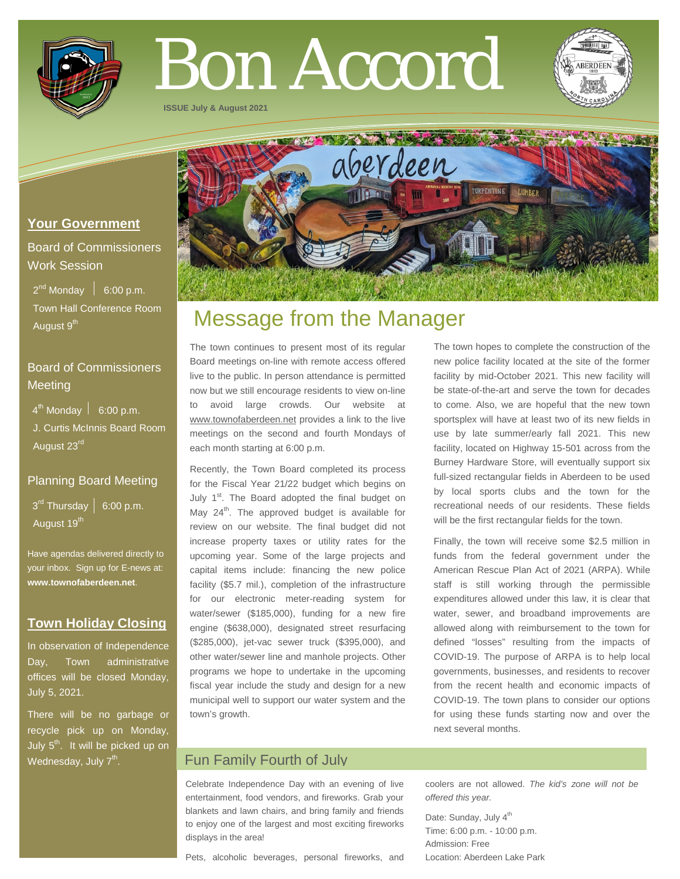# Bon Accord

ISSUE July & August 2021

## Your Government

### Board of Commissioners Work Session

2nd Monday | 6:00 p.m.
Town Hall Conference Room
August 9th

### Board of Commissioners Meeting

4th Monday | 6:00 p.m.
J. Curtis McInnis Board Room
August 23rd

### Planning Board Meeting

3rd Thursday | 6:00 p.m.
August 19th

Have agendas delivered directly to your inbox. Sign up for E-news at: **www.townofaberdeen.net**.

## Town Holiday Closing

In observation of Independence Day, Town administrative offices will be closed Monday, July 5, 2021.

There will be no garbage or recycle pick up on Monday, July 5th. It will be picked up on Wednesday, July 7th.

## Message from the Manager

The town continues to present most of its regular Board meetings on-line with remote access offered live to the public. In person attendance is permitted now but we still encourage residents to view on-line to avoid large crowds. Our website at www.townofaberdeen.net provides a link to the live meetings on the second and fourth Mondays of each month starting at 6:00 p.m.

Recently, the Town Board completed its process for the Fiscal Year 21/22 budget which begins on July 1st. The Board adopted the final budget on May 24th. The approved budget is available for review on our website. The final budget did not increase property taxes or utility rates for the upcoming year. Some of the large projects and capital items include: financing the new police facility ($5.7 mil.), completion of the infrastructure for our electronic meter-reading system for water/sewer ($185,000), funding for a new fire engine ($638,000), designated street resurfacing ($285,000), jet-vac sewer truck ($395,000), and other water/sewer line and manhole projects. Other programs we hope to undertake in the upcoming fiscal year include the study and design for a new municipal well to support our water system and the town's growth.

The town hopes to complete the construction of the new police facility located at the site of the former facility by mid-October 2021. This new facility will be state-of-the-art and serve the town for decades to come. Also, we are hopeful that the new town sportsplex will have at least two of its new fields in use by late summer/early fall 2021. This new facility, located on Highway 15-501 across from the Burney Hardware Store, will eventually support six full-sized rectangular fields in Aberdeen to be used by local sports clubs and the town for the recreational needs of our residents. These fields will be the first rectangular fields for the town.

Finally, the town will receive some $2.5 million in funds from the federal government under the American Rescue Plan Act of 2021 (ARPA). While staff is still working through the permissible expenditures allowed under this law, it is clear that water, sewer, and broadband improvements are allowed along with reimbursement to the town for defined "losses" resulting from the impacts of COVID-19. The purpose of ARPA is to help local governments, businesses, and residents to recover from the recent health and economic impacts of COVID-19. The town plans to consider our options for using these funds starting now and over the next several months.

## Fun Family Fourth of July

Celebrate Independence Day with an evening of live entertainment, food vendors, and fireworks. Grab your blankets and lawn chairs, and bring family and friends to enjoy one of the largest and most exciting fireworks displays in the area!

Pets, alcoholic beverages, personal fireworks, and coolers are not allowed. *The kid's zone will not be offered this year.*

Date: Sunday, July 4th
Time: 6:00 p.m. - 10:00 p.m.
Admission: Free
Location: Aberdeen Lake Park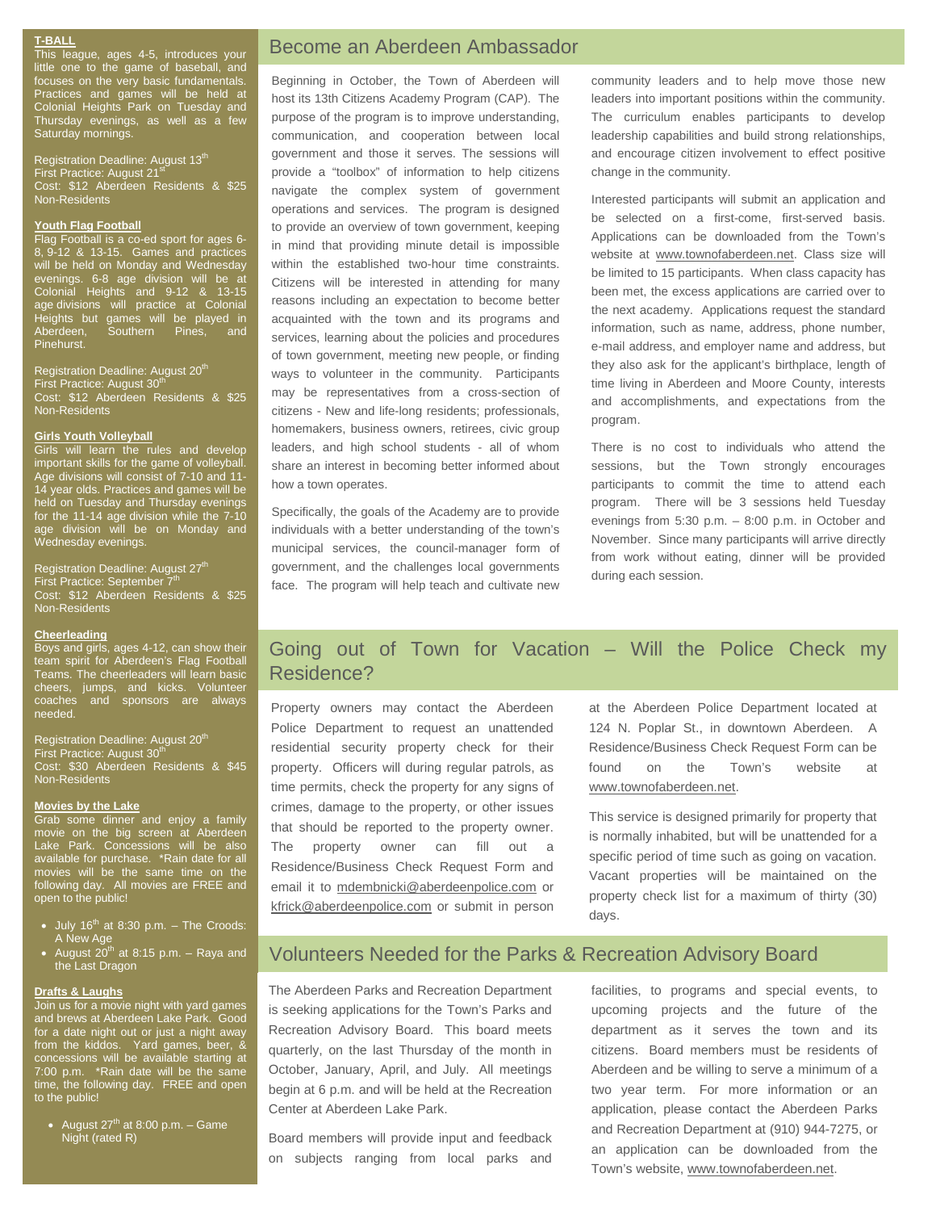### T-BALL

This league, ages 4-5, introduces your little one to the game of baseball, and focuses on the very basic fundamentals. Practices and games will be held at Colonial Heights Park on Tuesday and Thursday evenings, as well as a few Saturday mornings.

Registration Deadline: August 13th
First Practice: August 21st
Cost: $12 Aberdeen Residents & $25 Non-Residents

### Youth Flag Football

Flag Football is a co-ed sport for ages 6-8, 9-12 & 13-15. Games and practices will be held on Monday and Wednesday evenings. 6-8 age division will be at Colonial Heights and 9-12 & 13-15 age divisions will practice at Colonial Heights but games will be played in Aberdeen, Southern Pines, and Pinehurst.

Registration Deadline: August 20th
First Practice: August 30th
Cost: $12 Aberdeen Residents & $25 Non-Residents

### Girls Youth Volleyball

Girls will learn the rules and develop important skills for the game of volleyball. Age divisions will consist of 7-10 and 11-14 year olds. Practices and games will be held on Tuesday and Thursday evenings for the 11-14 age division while the 7-10 age division will be on Monday and Wednesday evenings.

Registration Deadline: August 27th
First Practice: September 7th
Cost: $12 Aberdeen Residents & $25 Non-Residents

### Cheerleading

Boys and girls, ages 4-12, can show their team spirit for Aberdeen's Flag Football Teams. The cheerleaders will learn basic cheers, jumps, and kicks. Volunteer coaches and sponsors are always needed.

Registration Deadline: August 20th
First Practice: August 30th
Cost: $30 Aberdeen Residents & $45 Non-Residents

### Movies by the Lake

Grab some dinner and enjoy a family movie on the big screen at Aberdeen Lake Park. Concessions will be also available for purchase. *Rain date for all movies will be the same time on the following day. All movies are FREE and open to the public!

- July 16th at 8:30 p.m. – The Croods: A New Age
- August 20th at 8:15 p.m. – Raya and the Last Dragon

### Drafts & Laughs

Join us for a movie night with yard games and brews at Aberdeen Lake Park. Good for a date night out or just a night away from the kiddos. Yard games, beer, & concessions will be available starting at 7:00 p.m. *Rain date will be the same time, the following day. FREE and open to the public!

- August 27th at 8:00 p.m. – Game Night (rated R)

## Become an Aberdeen Ambassador

Beginning in October, the Town of Aberdeen will host its 13th Citizens Academy Program (CAP). The purpose of the program is to improve understanding, communication, and cooperation between local government and those it serves. The sessions will provide a "toolbox" of information to help citizens navigate the complex system of government operations and services. The program is designed to provide an overview of town government, keeping in mind that providing minute detail is impossible within the established two-hour time constraints. Citizens will be interested in attending for many reasons including an expectation to become better acquainted with the town and its programs and services, learning about the policies and procedures of town government, meeting new people, or finding ways to volunteer in the community. Participants may be representatives from a cross-section of citizens - New and life-long residents; professionals, homemakers, business owners, retirees, civic group leaders, and high school students - all of whom share an interest in becoming better informed about how a town operates.

Specifically, the goals of the Academy are to provide individuals with a better understanding of the town's municipal services, the council-manager form of government, and the challenges local governments face. The program will help teach and cultivate new community leaders and to help move those new leaders into important positions within the community. The curriculum enables participants to develop leadership capabilities and build strong relationships, and encourage citizen involvement to effect positive change in the community.

Interested participants will submit an application and be selected on a first-come, first-served basis. Applications can be downloaded from the Town's website at www.townofaberdeen.net. Class size will be limited to 15 participants. When class capacity has been met, the excess applications are carried over to the next academy. Applications request the standard information, such as name, address, phone number, e-mail address, and employer name and address, but they also ask for the applicant's birthplace, length of time living in Aberdeen and Moore County, interests and accomplishments, and expectations from the program.

There is no cost to individuals who attend the sessions, but the Town strongly encourages participants to commit the time to attend each program. There will be 3 sessions held Tuesday evenings from 5:30 p.m. – 8:00 p.m. in October and November. Since many participants will arrive directly from work without eating, dinner will be provided during each session.

## Going out of Town for Vacation – Will the Police Check my Residence?

Property owners may contact the Aberdeen Police Department to request an unattended residential security property check for their property. Officers will during regular patrols, as time permits, check the property for any signs of crimes, damage to the property, or other issues that should be reported to the property owner. The property owner can fill out a Residence/Business Check Request Form and email it to mdembnicki@aberdeenpolice.com or kfrick@aberdeenpolice.com or submit in person at the Aberdeen Police Department located at 124 N. Poplar St., in downtown Aberdeen. A Residence/Business Check Request Form can be found on the Town's website at www.townofaberdeen.net.

This service is designed primarily for property that is normally inhabited, but will be unattended for a specific period of time such as going on vacation. Vacant properties will be maintained on the property check list for a maximum of thirty (30) days.

## Volunteers Needed for the Parks & Recreation Advisory Board

The Aberdeen Parks and Recreation Department is seeking applications for the Town's Parks and Recreation Advisory Board. This board meets quarterly, on the last Thursday of the month in October, January, April, and July. All meetings begin at 6 p.m. and will be held at the Recreation Center at Aberdeen Lake Park.

Board members will provide input and feedback on subjects ranging from local parks and facilities, to programs and special events, to upcoming projects and the future of the department as it serves the town and its citizens. Board members must be residents of Aberdeen and be willing to serve a minimum of a two year term. For more information or an application, please contact the Aberdeen Parks and Recreation Department at (910) 944-7275, or an application can be downloaded from the Town's website, www.townofaberdeen.net.